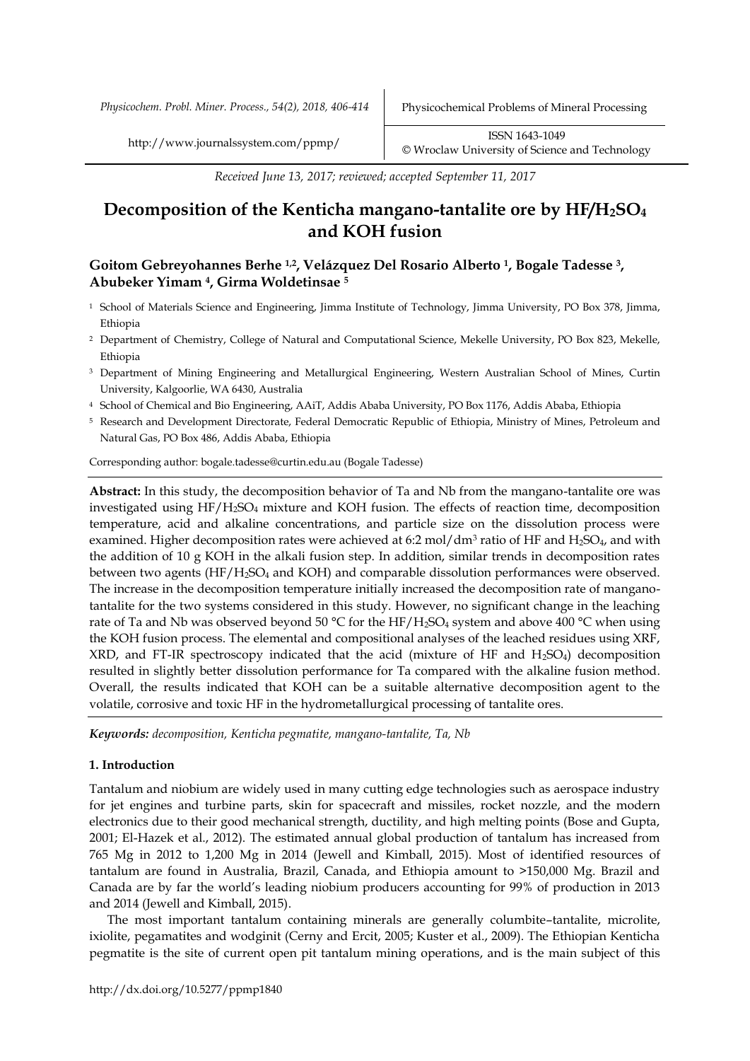Received June 13, 2017; reviewed; accepted September 11, 2017

# Decomposition of the Kenticha mangano-tantalite ore by $HF/H_2SO_4$ and KOH fusion

**Goitom Gebreyohannes Berhe [1,2], Velázquez Del Rosario Alberto [1], Bogale Tadesse [3], Abubeker Yimam [4], Girma Woldetinsae [5]**

[1] School of Materials Science and Engineering, Jimma Institute of Technology, Jimma University, PO Box 378, Jimma, Ethiopia

[2] Department of Chemistry, College of Natural and Computational Science, Mekelle University, PO Box 823, Mekelle, Ethiopia

[3] Department of Mining Engineering and Metallurgical Engineering, Western Australian School of Mines, Curtin University, Kalgoorlie, WA 6430, Australia

[4] School of Chemical and Bio Engineering, AAiT, Addis Ababa University, PO Box 1176, Addis Ababa, Ethiopia

[5] Research and Development Directorate, Federal Democratic Republic of Ethiopia, Ministry of Mines, Petroleum and Natural Gas, PO Box 486, Addis Ababa, Ethiopia

Corresponding author: bogale.tadesse@curtin.edu.au (Bogale Tadesse)

**Abstract:** In this study, the decomposition behavior of Ta and Nb from the mangano-tantalite ore was investigated using $HF/H_2SO_4$ mixture and KOH fusion. The effects of reaction time, decomposition temperature, acid and alkaline concentrations, and particle size on the dissolution process were examined. Higher decomposition rates were achieved at 6:2 mol/dm$^3$ ratio of HF and $H_2SO_4$, and with the addition of 10 g KOH in the alkali fusion step. In addition, similar trends in decomposition rates between two agents ($HF/H_2SO_4$ and KOH) and comparable dissolution performances were observed. The increase in the decomposition temperature initially increased the decomposition rate of mangano-tantalite for the two systems considered in this study. However, no significant change in the leaching rate of Ta and Nb was observed beyond 50 °C for the $HF/H_2SO_4$ system and above 400 °C when using the KOH fusion process. The elemental and compositional analyses of the leached residues using XRF, XRD, and FT-IR spectroscopy indicated that the acid (mixture of HF and $H_2SO_4$) decomposition resulted in slightly better dissolution performance for Ta compared with the alkaline fusion method. Overall, the results indicated that KOH can be a suitable alternative decomposition agent to the volatile, corrosive and toxic HF in the hydrometallurgical processing of tantalite ores.

***Keywords:*** *decomposition, Kenticha pegmatite, mangano-tantalite, Ta, Nb*

## 1. Introduction

Tantalum and niobium are widely used in many cutting edge technologies such as aerospace industry for jet engines and turbine parts, skin for spacecraft and missiles, rocket nozzle, and the modern electronics due to their good mechanical strength, ductility, and high melting points (Bose and Gupta, 2001; El-Hazek et al., 2012). The estimated annual global production of tantalum has increased from 765 Mg in 2012 to 1,200 Mg in 2014 (Jewell and Kimball, 2015). Most of identified resources of tantalum are found in Australia, Brazil, Canada, and Ethiopia amount to >150,000 Mg. Brazil and Canada are by far the world's leading niobium producers accounting for 99% of production in 2013 and 2014 (Jewell and Kimball, 2015).

The most important tantalum containing minerals are generally columbite–tantalite, microlite, ixiolite, pegamatites and wodginit (Cerny and Ercit, 2005; Kuster et al., 2009). The Ethiopian Kenticha pegmatite is the site of current open pit tantalum mining operations, and is the main subject of this

http://dx.doi.org/10.5277/ppmp1840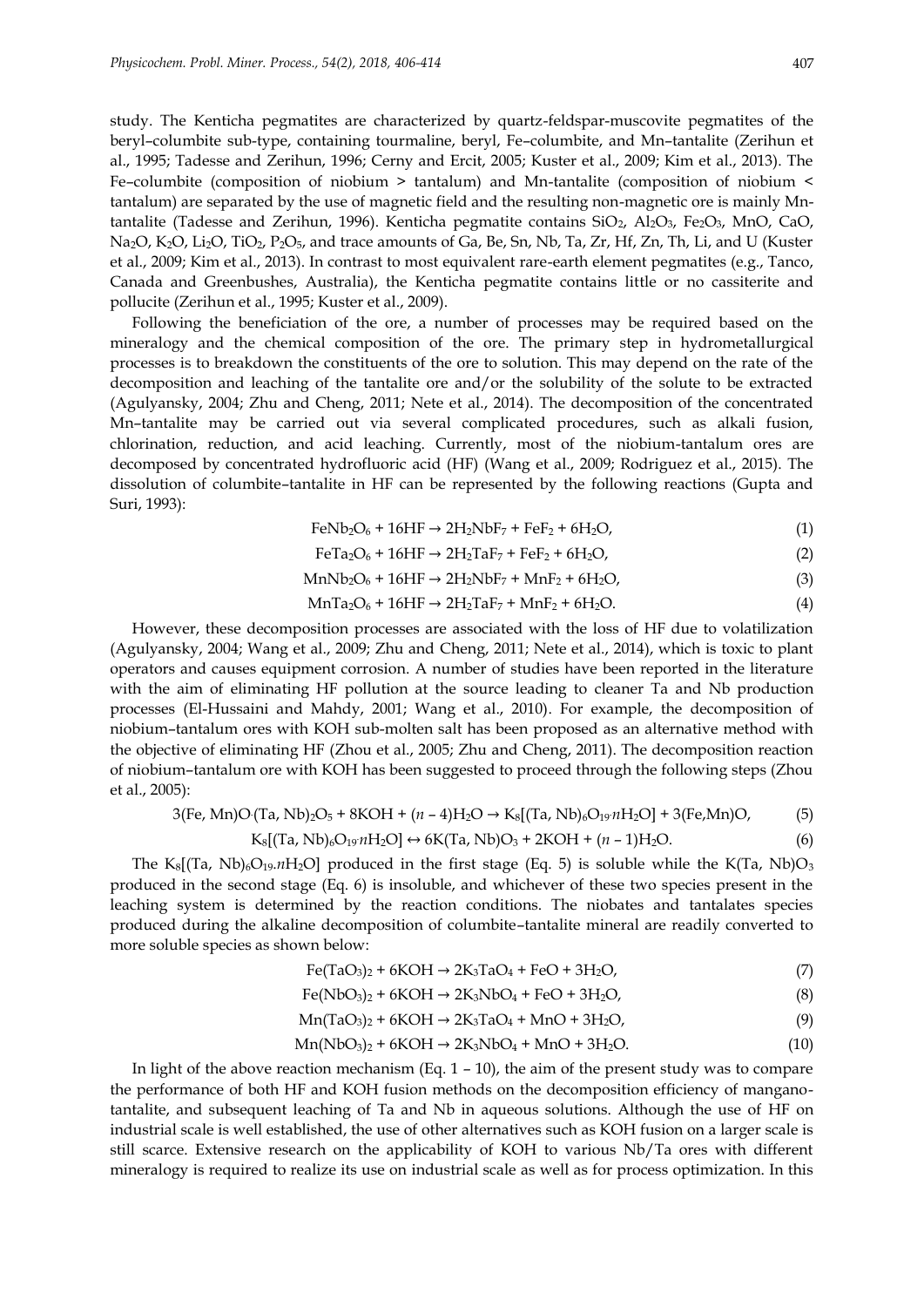study. The Kenticha pegmatites are characterized by quartz-feldspar-muscovite pegmatites of the beryl–columbite sub-type, containing tourmaline, beryl, Fe–columbite, and Mn–tantalite (Zerihun et al., 1995; Tadesse and Zerihun, 1996; Cerny and Ercit, 2005; Kuster et al., 2009; Kim et al., 2013). The Fe–columbite (composition of niobium > tantalum) and Mn-tantalite (composition of niobium < tantalum) are separated by the use of magnetic field and the resulting non-magnetic ore is mainly Mn-tantalite (Tadesse and Zerihun, 1996). Kenticha pegmatite contains $SiO_2$, $Al_2O_3$, $Fe_2O_3$, MnO, CaO, $Na_2O$, $K_2O$, $Li_2O$, $TiO_2$, $P_2O_5$, and trace amounts of Ga, Be, Sn, Nb, Ta, Zr, Hf, Zn, Th, Li, and U (Kuster et al., 2009; Kim et al., 2013). In contrast to most equivalent rare-earth element pegmatites (e.g., Tanco, Canada and Greenbushes, Australia), the Kenticha pegmatite contains little or no cassiterite and pollucite (Zerihun et al., 1995; Kuster et al., 2009).

Following the beneficiation of the ore, a number of processes may be required based on the mineralogy and the chemical composition of the ore. The primary step in hydrometallurgical processes is to breakdown the constituents of the ore to solution. This may depend on the rate of the decomposition and leaching of the tantalite ore and/or the solubility of the solute to be extracted (Agulyansky, 2004; Zhu and Cheng, 2011; Nete et al., 2014). The decomposition of the concentrated Mn–tantalite may be carried out via several complicated procedures, such as alkali fusion, chlorination, reduction, and acid leaching. Currently, most of the niobium-tantalum ores are decomposed by concentrated hydrofluoric acid (HF) (Wang et al., 2009; Rodriguez et al., 2015). The dissolution of columbite–tantalite in HF can be represented by the following reactions (Gupta and Suri, 1993):

$$FeNb_2O_6 + 16HF \rightarrow 2H_2NbF_7 + FeF_2 + 6H_2O, \quad (1)$$

$$FeTa_2O_6 + 16HF \rightarrow 2H_2TaF_7 + FeF_2 + 6H_2O, \quad (2)$$

$$MnNb_2O_6 + 16HF \rightarrow 2H_2NbF_7 + MnF_2 + 6H_2O, \quad (3)$$

$$MnTa_2O_6 + 16HF \rightarrow 2H_2TaF_7 + MnF_2 + 6H_2O. \quad (4)$$

However, these decomposition processes are associated with the loss of HF due to volatilization (Agulyansky, 2004; Wang et al., 2009; Zhu and Cheng, 2011; Nete et al., 2014), which is toxic to plant operators and causes equipment corrosion. A number of studies have been reported in the literature with the aim of eliminating HF pollution at the source leading to cleaner Ta and Nb production processes (El-Hussaini and Mahdy, 2001; Wang et al., 2010). For example, the decomposition of niobium–tantalum ores with KOH sub-molten salt has been proposed as an alternative method with the objective of eliminating HF (Zhou et al., 2005; Zhu and Cheng, 2011). The decomposition reaction of niobium–tantalum ore with KOH has been suggested to proceed through the following steps (Zhou et al., 2005):

$$3(Fe, Mn)O \cdot (Ta, Nb)_2O_5 + 8KOH + (n-4)H_2O \rightarrow K_8[(Ta, Nb)_6O_{19} \cdot nH_2O] + 3(Fe,Mn)O, \quad (5)$$

$$K_8[(Ta, Nb)_6O_{19} \cdot nH_2O] \leftrightarrow 6K(Ta, Nb)O_3 + 2KOH + (n-1)H_2O. \quad (6)$$

The $K_8[(Ta, Nb)_6O_{19}.nH_2O]$ produced in the first stage (Eq. 5) is soluble while the $K(Ta, Nb)O_3$ produced in the second stage (Eq. 6) is insoluble, and whichever of these two species present in the leaching system is determined by the reaction conditions. The niobates and tantalates species produced during the alkaline decomposition of columbite–tantalite mineral are readily converted to more soluble species as shown below:

$$Fe(TaO_3)_2 + 6KOH \rightarrow 2K_3TaO_4 + FeO + 3H_2O, \quad (7)$$

$$Fe(NbO_3)_2 + 6KOH \rightarrow 2K_3NbO_4 + FeO + 3H_2O, \quad (8)$$

$$Mn(TaO_3)_2 + 6KOH \rightarrow 2K_3TaO_4 + MnO + 3H_2O, \quad (9)$$

$$Mn(NbO_3)_2 + 6KOH \rightarrow 2K_3NbO_4 + MnO + 3H_2O. \quad (10)$$

In light of the above reaction mechanism (Eq. 1 – 10), the aim of the present study was to compare the performance of both HF and KOH fusion methods on the decomposition efficiency of mangano-tantalite, and subsequent leaching of Ta and Nb in aqueous solutions. Although the use of HF on industrial scale is well established, the use of other alternatives such as KOH fusion on a larger scale is still scarce. Extensive research on the applicability of KOH to various Nb/Ta ores with different mineralogy is required to realize its use on industrial scale as well as for process optimization. In this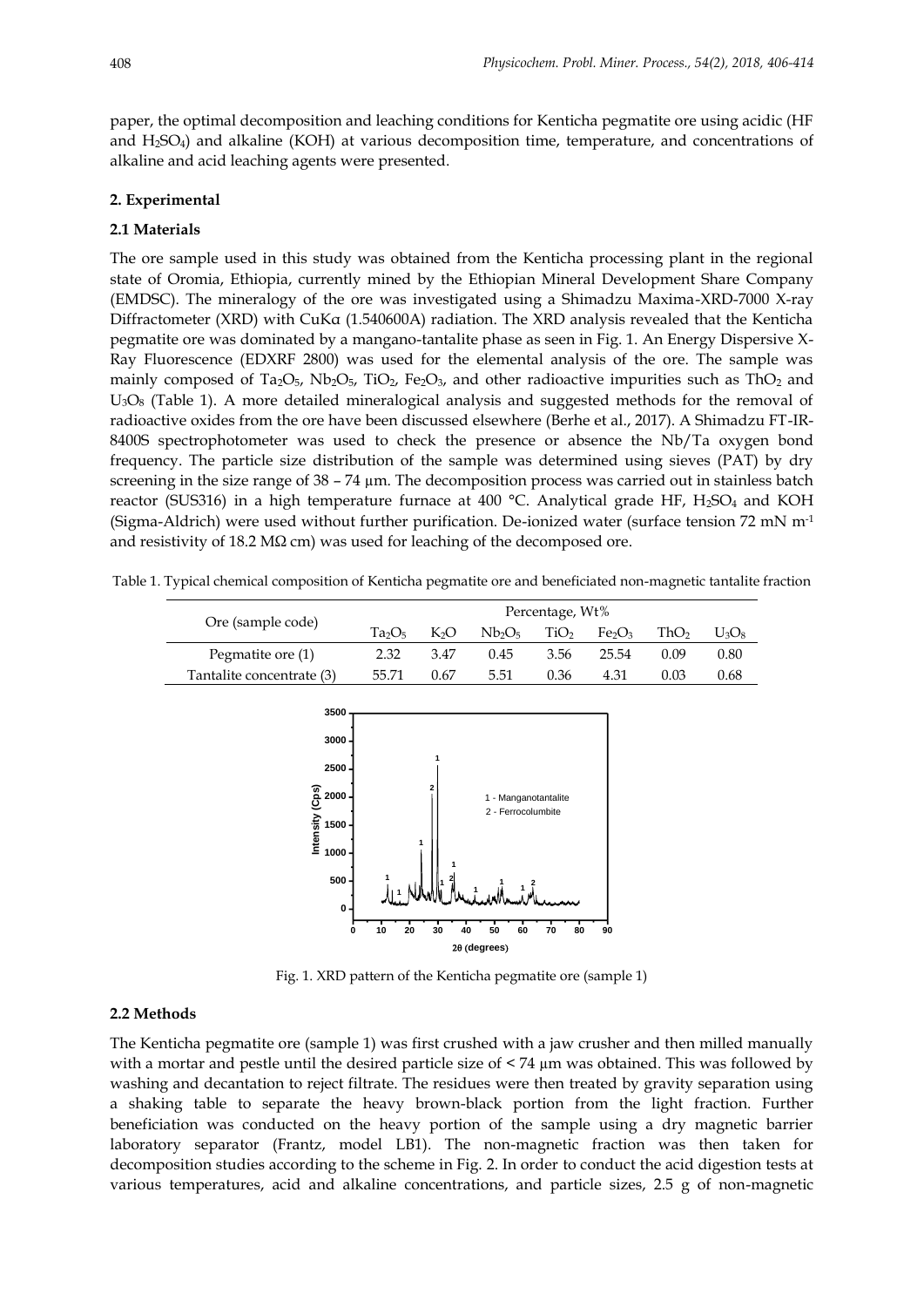paper, the optimal decomposition and leaching conditions for Kenticha pegmatite ore using acidic (HF and $H_2SO_4$) and alkaline (KOH) at various decomposition time, temperature, and concentrations of alkaline and acid leaching agents were presented.

### 2. Experimental

### 2.1 Materials

The ore sample used in this study was obtained from the Kenticha processing plant in the regional state of Oromia, Ethiopia, currently mined by the Ethiopian Mineral Development Share Company (EMDSC). The mineralogy of the ore was investigated using a Shimadzu Maxima-XRD-7000 X-ray Diffractometer (XRD) with CuKα (1.540600A) radiation. The XRD analysis revealed that the Kenticha pegmatite ore was dominated by a mangano-tantalite phase as seen in Fig. 1. An Energy Dispersive X-Ray Fluorescence (EDXRF 2800) was used for the elemental analysis of the ore. The sample was mainly composed of $Ta_2O_5$, $Nb_2O_5$, $TiO_2$, $Fe_2O_3$, and other radioactive impurities such as $ThO_2$ and $U_3O_8$ (Table 1). A more detailed mineralogical analysis and suggested methods for the removal of radioactive oxides from the ore have been discussed elsewhere (Berhe et al., 2017). A Shimadzu FT-IR-8400S spectrophotometer was used to check the presence or absence the Nb/Ta oxygen bond frequency. The particle size distribution of the sample was determined using sieves (PAT) by dry screening in the size range of 38 – 74 µm. The decomposition process was carried out in stainless batch reactor (SUS316) in a high temperature furnace at 400 °C. Analytical grade HF, $H_2SO_4$ and KOH (Sigma-Aldrich) were used without further purification. De-ionized water (surface tension 72 mN $m^{-1}$ and resistivity of 18.2 MΩ cm) was used for leaching of the decomposed ore.

Table 1. Typical chemical composition of Kenticha pegmatite ore and beneficiated non-magnetic tantalite fraction

| Ore (sample code) | Percentage, Wt% | | | | | | |
|---|---|---|---|---|---|---|---|
| | $Ta_2O_5$ | $K_2O$ | $Nb_2O_5$ | $TiO_2$ | $Fe_2O_3$ | $ThO_2$ | $U_3O_8$ |
| Pegmatite ore (1) | 2.32 | 3.47 | 0.45 | 3.56 | 25.54 | 0.09 | 0.80 |
| Tantalite concentrate (3) | 55.71 | 0.67 | 5.51 | 0.36 | 4.31 | 0.03 | 0.68 |

Fig. 1. XRD pattern of the Kenticha pegmatite ore (sample 1)

### 2.2 Methods

The Kenticha pegmatite ore (sample 1) was first crushed with a jaw crusher and then milled manually with a mortar and pestle until the desired particle size of < 74 µm was obtained. This was followed by washing and decantation to reject filtrate. The residues were then treated by gravity separation using a shaking table to separate the heavy brown-black portion from the light fraction. Further beneficiation was conducted on the heavy portion of the sample using a dry magnetic barrier laboratory separator (Frantz, model LB1). The non-magnetic fraction was then taken for decomposition studies according to the scheme in Fig. 2. In order to conduct the acid digestion tests at various temperatures, acid and alkaline concentrations, and particle sizes, 2.5 g of non-magnetic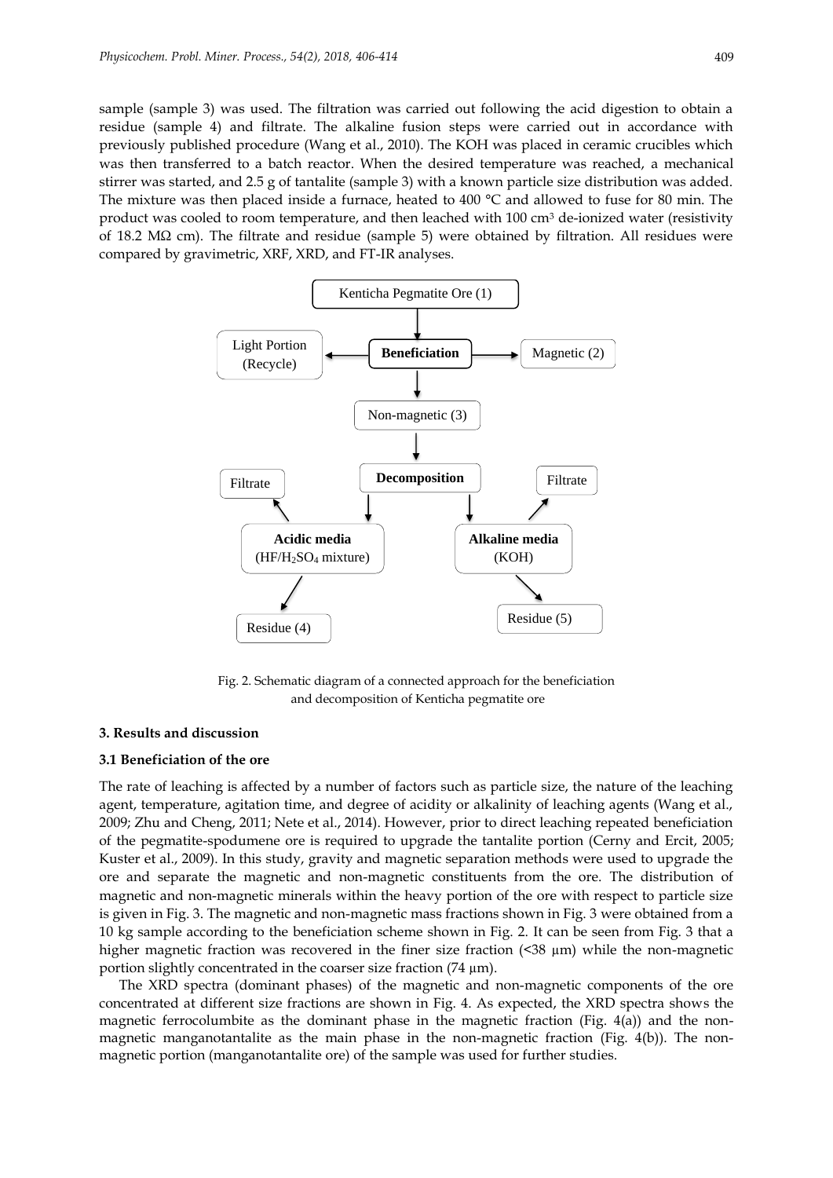sample (sample 3) was used. The filtration was carried out following the acid digestion to obtain a residue (sample 4) and filtrate. The alkaline fusion steps were carried out in accordance with previously published procedure (Wang et al., 2010). The KOH was placed in ceramic crucibles which was then transferred to a batch reactor. When the desired temperature was reached, a mechanical stirrer was started, and 2.5 g of tantalite (sample 3) with a known particle size distribution was added. The mixture was then placed inside a furnace, heated to 400 °C and allowed to fuse for 80 min. The product was cooled to room temperature, and then leached with 100 cm³ de-ionized water (resistivity of 18.2 MΩ cm). The filtrate and residue (sample 5) were obtained by filtration. All residues were compared by gravimetric, XRF, XRD, and FT-IR analyses.

Kenticha Pegmatite Ore (1) → **Beneficiation** → Light Portion (Recycle); Magnetic (2); Non-magnetic (3)

Non-magnetic (3) → **Decomposition** → **Acidic media** ($HF/H_2SO_4$ mixture) → Filtrate; Residue (4)

**Decomposition** → **Alkaline media** (KOH) → Filtrate; Residue (5)

Fig. 2. Schematic diagram of a connected approach for the beneficiation and decomposition of Kenticha pegmatite ore

## 3. Results and discussion

### 3.1 Beneficiation of the ore

The rate of leaching is affected by a number of factors such as particle size, the nature of the leaching agent, temperature, agitation time, and degree of acidity or alkalinity of leaching agents (Wang et al., 2009; Zhu and Cheng, 2011; Nete et al., 2014). However, prior to direct leaching repeated beneficiation of the pegmatite-spodumene ore is required to upgrade the tantalite portion (Cerny and Ercit, 2005; Kuster et al., 2009). In this study, gravity and magnetic separation methods were used to upgrade the ore and separate the magnetic and non-magnetic constituents from the ore. The distribution of magnetic and non-magnetic minerals within the heavy portion of the ore with respect to particle size is given in Fig. 3. The magnetic and non-magnetic mass fractions shown in Fig. 3 were obtained from a 10 kg sample according to the beneficiation scheme shown in Fig. 2. It can be seen from Fig. 3 that a higher magnetic fraction was recovered in the finer size fraction (<38 µm) while the non-magnetic portion slightly concentrated in the coarser size fraction (74 µm).

The XRD spectra (dominant phases) of the magnetic and non-magnetic components of the ore concentrated at different size fractions are shown in Fig. 4. As expected, the XRD spectra shows the magnetic ferrocolumbite as the dominant phase in the magnetic fraction (Fig. 4(a)) and the non-magnetic manganotantalite as the main phase in the non-magnetic fraction (Fig. 4(b)). The non-magnetic portion (manganotantalite ore) of the sample was used for further studies.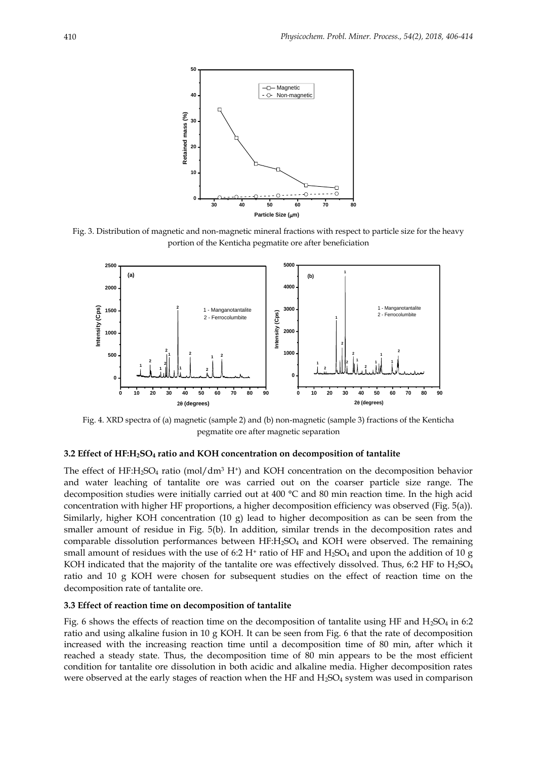Fig. 3. Distribution of magnetic and non-magnetic mineral fractions with respect to particle size for the heavy portion of the Kenticha pegmatite ore after beneficiation

Fig. 4. XRD spectra of (a) magnetic (sample 2) and (b) non-magnetic (sample 3) fractions of the Kenticha pegmatite ore after magnetic separation

### 3.2 Effect of $HF:H_2SO_4$ ratio and KOH concentration on decomposition of tantalite

The effect of $HF:H_2SO_4$ ratio (mol/dm$^3$ $H^+$) and KOH concentration on the decomposition behavior and water leaching of tantalite ore was carried out on the coarser particle size range. The decomposition studies were initially carried out at 400 °C and 80 min reaction time. In the high acid concentration with higher HF proportions, a higher decomposition efficiency was observed (Fig. 5(a)). Similarly, higher KOH concentration (10 g) lead to higher decomposition as can be seen from the smaller amount of residue in Fig. 5(b). In addition, similar trends in the decomposition rates and comparable dissolution performances between $HF:H_2SO_4$ and KOH were observed. The remaining small amount of residues with the use of 6:2 $H^+$ ratio of HF and $H_2SO_4$ and upon the addition of 10 g KOH indicated that the majority of the tantalite ore was effectively dissolved. Thus, 6:2 HF to $H_2SO_4$ ratio and 10 g KOH were chosen for subsequent studies on the effect of reaction time on the decomposition rate of tantalite ore.

### 3.3 Effect of reaction time on decomposition of tantalite

Fig. 6 shows the effects of reaction time on the decomposition of tantalite using HF and $H_2SO_4$ in 6:2 ratio and using alkaline fusion in 10 g KOH. It can be seen from Fig. 6 that the rate of decomposition increased with the increasing reaction time until a decomposition time of 80 min, after which it reached a steady state. Thus, the decomposition time of 80 min appears to be the most efficient condition for tantalite ore dissolution in both acidic and alkaline media. Higher decomposition rates were observed at the early stages of reaction when the HF and $H_2SO_4$ system was used in comparison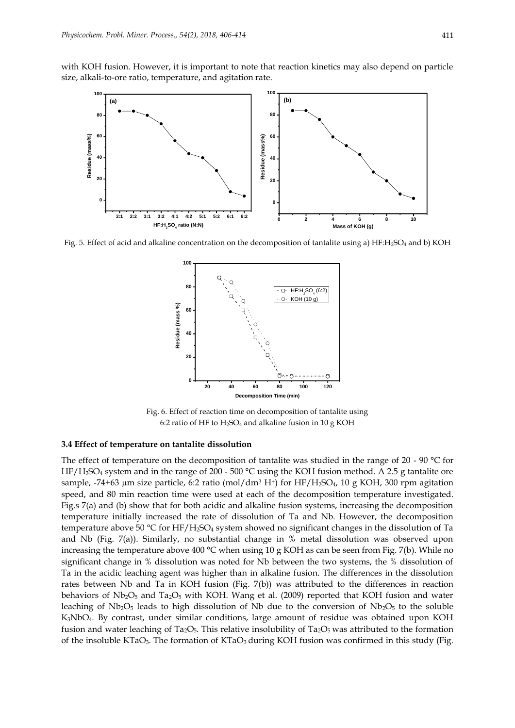with KOH fusion. However, it is important to note that reaction kinetics may also depend on particle size, alkali-to-ore ratio, temperature, and agitation rate.

Fig. 5. Effect of acid and alkaline concentration on the decomposition of tantalite using a) $HF:H_2SO_4$ and b) KOH

Fig. 6. Effect of reaction time on decomposition of tantalite using 6:2 ratio of HF to $H_2SO_4$ and alkaline fusion in 10 g KOH

### 3.4 Effect of temperature on tantalite dissolution

The effect of temperature on the decomposition of tantalite was studied in the range of 20 - 90 °C for $HF/H_2SO_4$ system and in the range of 200 - 500 °C using the KOH fusion method. A 2.5 g tantalite ore sample, -74+63 µm size particle, 6:2 ratio (mol/dm³ $H^+$) for $HF/H_2SO_4$, 10 g KOH, 300 rpm agitation speed, and 80 min reaction time were used at each of the decomposition temperature investigated. Fig.s 7(a) and (b) show that for both acidic and alkaline fusion systems, increasing the decomposition temperature initially increased the rate of dissolution of Ta and Nb. However, the decomposition temperature above 50 °C for $HF/H_2SO_4$ system showed no significant changes in the dissolution of Ta and Nb (Fig. 7(a)). Similarly, no substantial change in % metal dissolution was observed upon increasing the temperature above 400 °C when using 10 g KOH as can be seen from Fig. 7(b). While no significant change in % dissolution was noted for Nb between the two systems, the % dissolution of Ta in the acidic leaching agent was higher than in alkaline fusion. The differences in the dissolution rates between Nb and Ta in KOH fusion (Fig. 7(b)) was attributed to the differences in reaction behaviors of $Nb_2O_5$ and $Ta_2O_5$ with KOH. Wang et al. (2009) reported that KOH fusion and water leaching of $Nb_2O_5$ leads to high dissolution of Nb due to the conversion of $Nb_2O_5$ to the soluble $K_3NbO_4$. By contrast, under similar conditions, large amount of residue was obtained upon KOH fusion and water leaching of $Ta_2O_5$. This relative insolubility of $Ta_2O_5$ was attributed to the formation of the insoluble $KTaO_3$. The formation of $KTaO_3$ during KOH fusion was confirmed in this study (Fig.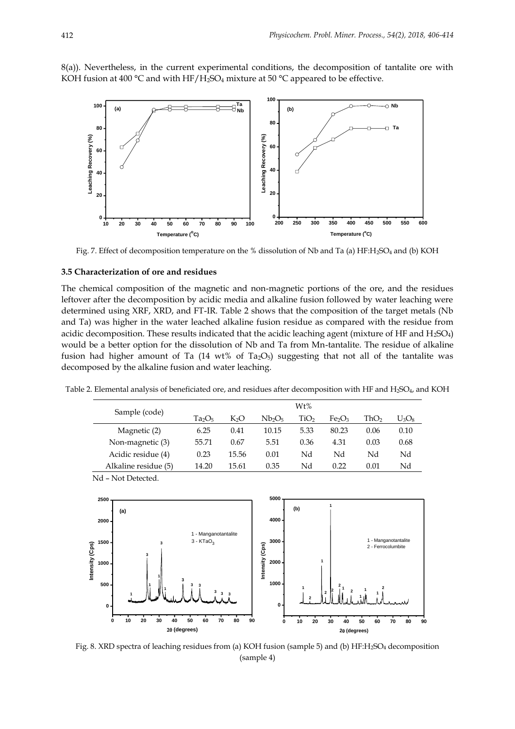8(a)). Nevertheless, in the current experimental conditions, the decomposition of tantalite ore with KOH fusion at 400 °C and with $HF/H_2SO_4$ mixture at 50 °C appeared to be effective.

Fig. 7. Effect of decomposition temperature on the % dissolution of Nb and Ta (a) $HF{:}H_2SO_4$ and (b) KOH

### 3.5 Characterization of ore and residues

The chemical composition of the magnetic and non-magnetic portions of the ore, and the residues leftover after the decomposition by acidic media and alkaline fusion followed by water leaching were determined using XRF, XRD, and FT-IR. Table 2 shows that the composition of the target metals (Nb and Ta) was higher in the water leached alkaline fusion residue as compared with the residue from acidic decomposition. These results indicated that the acidic leaching agent (mixture of HF and $H_2SO_4$) would be a better option for the dissolution of Nb and Ta from Mn-tantalite. The residue of alkaline fusion had higher amount of Ta (14 wt% of $Ta_2O_5$) suggesting that not all of the tantalite was decomposed by the alkaline fusion and water leaching.

Table 2. Elemental analysis of beneficiated ore, and residues after decomposition with HF and $H_2SO_4$, and KOH

| Sample (code) | Wt% | | | | | | |
|---|---|---|---|---|---|---|---|
| | $Ta_2O_5$ | $K_2O$ | $Nb_2O_5$ | $TiO_2$ | $Fe_2O_3$ | $ThO_2$ | $U_3O_8$ |
| Magnetic (2) | 6.25 | 0.41 | 10.15 | 5.33 | 80.23 | 0.06 | 0.10 |
| Non-magnetic (3) | 55.71 | 0.67 | 5.51 | 0.36 | 4.31 | 0.03 | 0.68 |
| Acidic residue (4) | 0.23 | 15.56 | 0.01 | Nd | Nd | Nd | Nd |
| Alkaline residue (5) | 14.20 | 15.61 | 0.35 | Nd | 0.22 | 0.01 | Nd |

Nd – Not Detected.

Fig. 8. XRD spectra of leaching residues from (a) KOH fusion (sample 5) and (b) $HF{:}H_2SO_4$ decomposition (sample 4)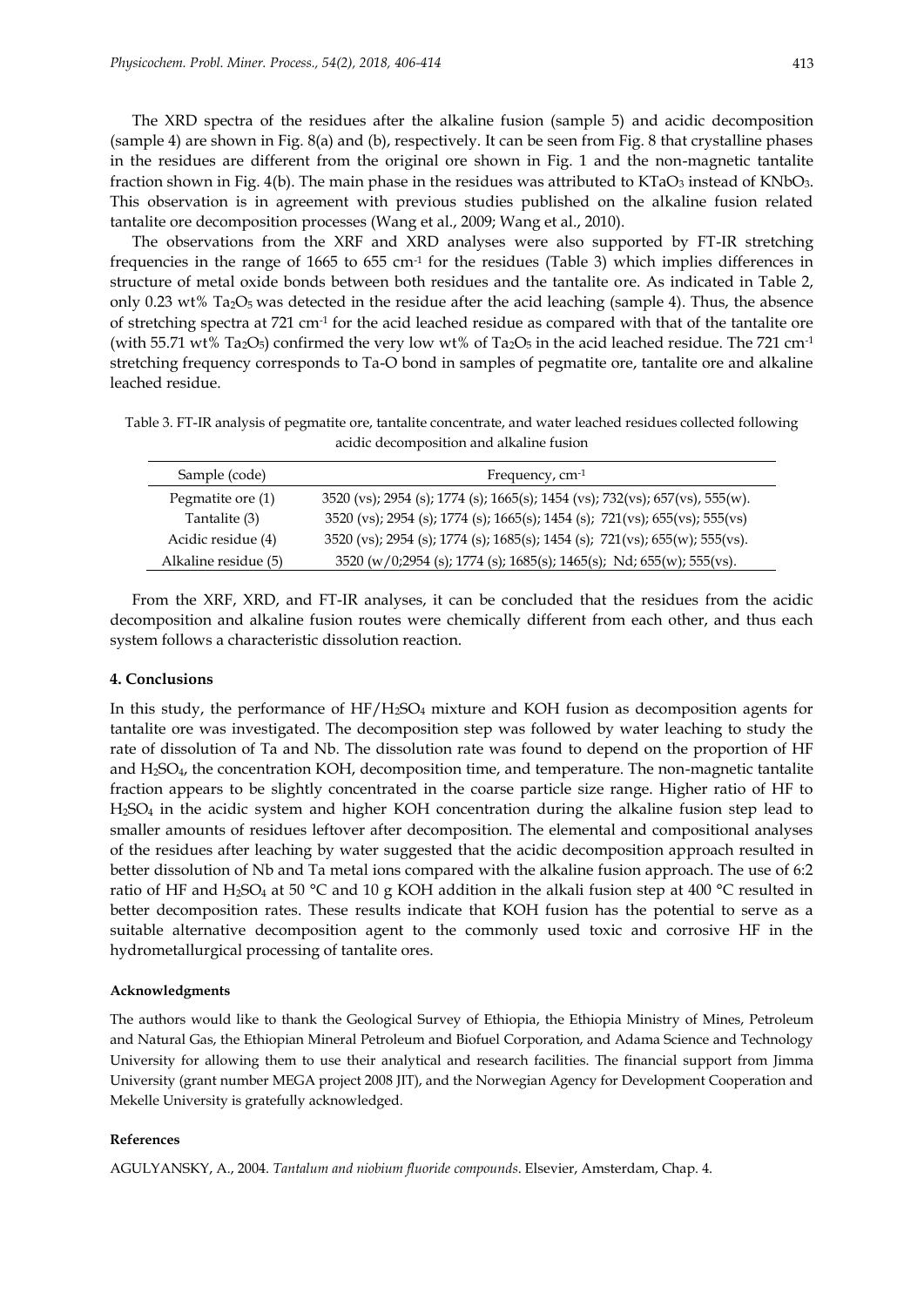The XRD spectra of the residues after the alkaline fusion (sample 5) and acidic decomposition (sample 4) are shown in Fig. 8(a) and (b), respectively. It can be seen from Fig. 8 that crystalline phases in the residues are different from the original ore shown in Fig. 1 and the non-magnetic tantalite fraction shown in Fig. 4(b). The main phase in the residues was attributed to $KTaO_3$ instead of $KNbO_3$. This observation is in agreement with previous studies published on the alkaline fusion related tantalite ore decomposition processes (Wang et al., 2009; Wang et al., 2010).

The observations from the XRF and XRD analyses were also supported by FT-IR stretching frequencies in the range of 1665 to 655 $cm^{-1}$ for the residues (Table 3) which implies differences in structure of metal oxide bonds between both residues and the tantalite ore. As indicated in Table 2, only 0.23 wt% $Ta_2O_5$ was detected in the residue after the acid leaching (sample 4). Thus, the absence of stretching spectra at 721 $cm^{-1}$ for the acid leached residue as compared with that of the tantalite ore (with 55.71 wt% $Ta_2O_5$) confirmed the very low wt% of $Ta_2O_5$ in the acid leached residue. The 721 $cm^{-1}$ stretching frequency corresponds to Ta-O bond in samples of pegmatite ore, tantalite ore and alkaline leached residue.

Table 3. FT-IR analysis of pegmatite ore, tantalite concentrate, and water leached residues collected following acidic decomposition and alkaline fusion

| Sample (code) | Frequency, $cm^{-1}$ |
|---|---|
| Pegmatite ore (1) | 3520 (vs); 2954 (s); 1774 (s); 1665(s); 1454 (vs); 732(vs); 657(vs), 555(w). |
| Tantalite (3) | 3520 (vs); 2954 (s); 1774 (s); 1665(s); 1454 (s); 721(vs); 655(vs); 555(vs) |
| Acidic residue (4) | 3520 (vs); 2954 (s); 1774 (s); 1685(s); 1454 (s); 721(vs); 655(w); 555(vs). |
| Alkaline residue (5) | 3520 (w/0;2954 (s); 1774 (s); 1685(s); 1465(s); Nd; 655(w); 555(vs). |

From the XRF, XRD, and FT-IR analyses, it can be concluded that the residues from the acidic decomposition and alkaline fusion routes were chemically different from each other, and thus each system follows a characteristic dissolution reaction.

## 4. Conclusions

In this study, the performance of $HF/H_2SO_4$ mixture and KOH fusion as decomposition agents for tantalite ore was investigated. The decomposition step was followed by water leaching to study the rate of dissolution of Ta and Nb. The dissolution rate was found to depend on the proportion of HF and $H_2SO_4$, the concentration KOH, decomposition time, and temperature. The non-magnetic tantalite fraction appears to be slightly concentrated in the coarse particle size range. Higher ratio of HF to $H_2SO_4$ in the acidic system and higher KOH concentration during the alkaline fusion step lead to smaller amounts of residues leftover after decomposition. The elemental and compositional analyses of the residues after leaching by water suggested that the acidic decomposition approach resulted in better dissolution of Nb and Ta metal ions compared with the alkaline fusion approach. The use of 6:2 ratio of HF and $H_2SO_4$ at 50 °C and 10 g KOH addition in the alkali fusion step at 400 °C resulted in better decomposition rates. These results indicate that KOH fusion has the potential to serve as a suitable alternative decomposition agent to the commonly used toxic and corrosive HF in the hydrometallurgical processing of tantalite ores.

#### Acknowledgments

The authors would like to thank the Geological Survey of Ethiopia, the Ethiopia Ministry of Mines, Petroleum and Natural Gas, the Ethiopian Mineral Petroleum and Biofuel Corporation, and Adama Science and Technology University for allowing them to use their analytical and research facilities. The financial support from Jimma University (grant number MEGA project 2008 JIT), and the Norwegian Agency for Development Cooperation and Mekelle University is gratefully acknowledged.

#### References

AGULYANSKY, A., 2004. *Tantalum and niobium fluoride compounds*. Elsevier, Amsterdam, Chap. 4.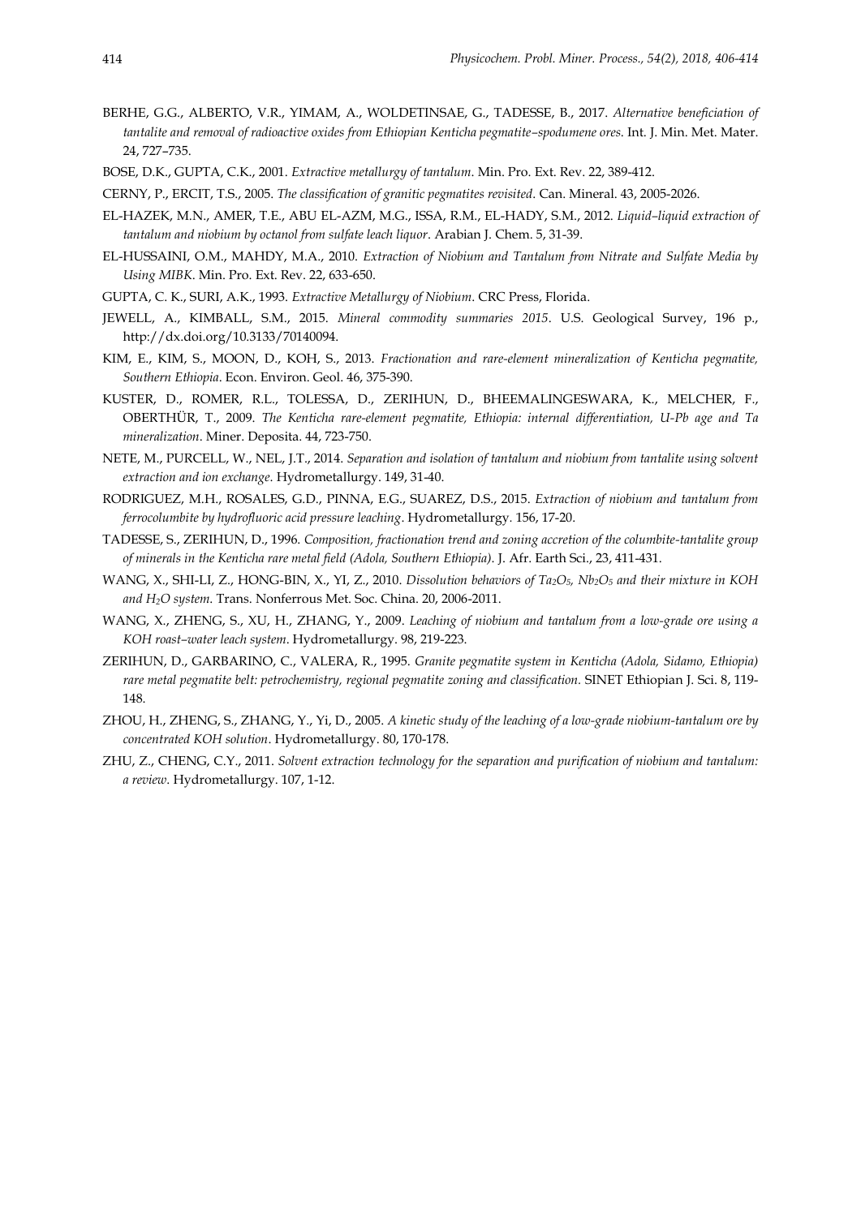BERHE, G.G., ALBERTO, V.R., YIMAM, A., WOLDETINSAE, G., TADESSE, B., 2017. *Alternative beneficiation of tantalite and removal of radioactive oxides from Ethiopian Kenticha pegmatite–spodumene ores*. Int. J. Min. Met. Mater. 24, 727–735.

BOSE, D.K., GUPTA, C.K., 2001. *Extractive metallurgy of tantalum*. Min. Pro. Ext. Rev. 22, 389-412.

CERNY, P., ERCIT, T.S., 2005. *The classification of granitic pegmatites revisited*. Can. Mineral. 43, 2005-2026.

EL-HAZEK, M.N., AMER, T.E., ABU EL-AZM, M.G., ISSA, R.M., EL-HADY, S.M., 2012. *Liquid–liquid extraction of tantalum and niobium by octanol from sulfate leach liquor*. Arabian J. Chem. 5, 31-39.

EL-HUSSAINI, O.M., MAHDY, M.A., 2010. *Extraction of Niobium and Tantalum from Nitrate and Sulfate Media by Using MIBK*. Min. Pro. Ext. Rev. 22, 633-650.

GUPTA, C. K., SURI, A.K., 1993. *Extractive Metallurgy of Niobium*. CRC Press, Florida.

JEWELL, A., KIMBALL, S.M., 2015. *Mineral commodity summaries 2015*. U.S. Geological Survey, 196 p., http://dx.doi.org/10.3133/70140094.

KIM, E., KIM, S., MOON, D., KOH, S., 2013. *Fractionation and rare-element mineralization of Kenticha pegmatite, Southern Ethiopia*. Econ. Environ. Geol. 46, 375-390.

KUSTER, D., ROMER, R.L., TOLESSA, D., ZERIHUN, D., BHEEMALINGESWARA, K., MELCHER, F., OBERTHÜR, T., 2009. *The Kenticha rare-element pegmatite, Ethiopia: internal differentiation, U-Pb age and Ta mineralization*. Miner. Deposita. 44, 723-750.

NETE, M., PURCELL, W., NEL, J.T., 2014. *Separation and isolation of tantalum and niobium from tantalite using solvent extraction and ion exchange*. Hydrometallurgy. 149, 31-40.

RODRIGUEZ, M.H., ROSALES, G.D., PINNA, E.G., SUAREZ, D.S., 2015. *Extraction of niobium and tantalum from ferrocolumbite by hydrofluoric acid pressure leaching*. Hydrometallurgy. 156, 17-20.

TADESSE, S., ZERIHUN, D., 1996. *Composition, fractionation trend and zoning accretion of the columbite-tantalite group of minerals in the Kenticha rare metal field (Adola, Southern Ethiopia)*. J. Afr. Earth Sci., 23, 411-431.

WANG, X., SHI-LI, Z., HONG-BIN, X., YI, Z., 2010. *Dissolution behaviors of $Ta_2O_5$, $Nb_2O_5$ and their mixture in KOH and $H_2O$ system*. Trans. Nonferrous Met. Soc. China. 20, 2006-2011.

WANG, X., ZHENG, S., XU, H., ZHANG, Y., 2009. *Leaching of niobium and tantalum from a low-grade ore using a KOH roast–water leach system*. Hydrometallurgy. 98, 219-223.

ZERIHUN, D., GARBARINO, C., VALERA, R., 1995. *Granite pegmatite system in Kenticha (Adola, Sidamo, Ethiopia) rare metal pegmatite belt: petrochemistry, regional pegmatite zoning and classification*. SINET Ethiopian J. Sci. 8, 119-148.

ZHOU, H., ZHENG, S., ZHANG, Y., Yi, D., 2005. *A kinetic study of the leaching of a low-grade niobium-tantalum ore by concentrated KOH solution*. Hydrometallurgy. 80, 170-178.

ZHU, Z., CHENG, C.Y., 2011. *Solvent extraction technology for the separation and purification of niobium and tantalum: a review*. Hydrometallurgy. 107, 1-12.